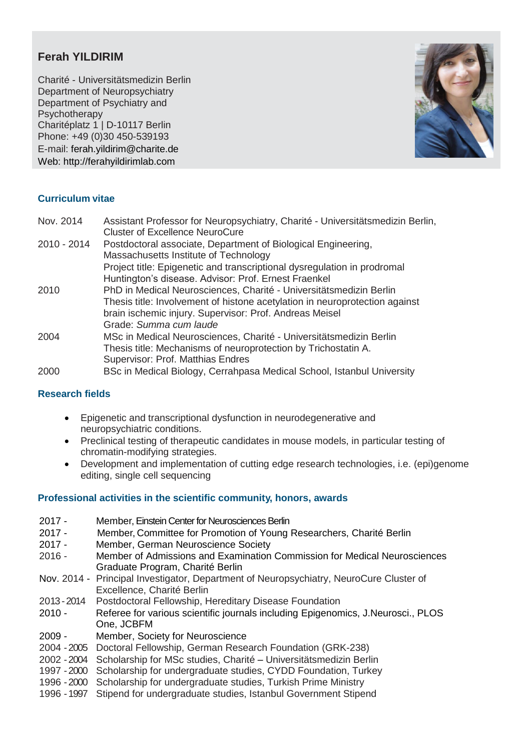# Ferah YILDIRIM

Charité - Universitätsmedizin Berlin
Department of Neuropsychiatry
Department of Psychiatry and Psychotherapy
Chariteplatz 1 | D-10117 Berlin
Phone: +49 (0)30 450-539193
E-mail: ferah.yildirim@charite.de
Web: http://ferahyildirimlab.com

## Curriculum vitae

| | |
|---|---|
| Nov. 2014 | Assistant Professor for Neuropsychiatry, Charité - Universitätsmedizin Berlin, Cluster of Excellence NeuroCure |
| 2010 - 2014 | Postdoctoral associate, Department of Biological Engineering, Massachusetts Institute of Technology<br>Project title: Epigenetic and transcriptional dysregulation in prodromal Huntington's disease. Advisor: Prof. Ernest Fraenkel |
| 2010 | PhD in Medical Neurosciences, Charité - Universitätsmedizin Berlin<br>Thesis title: Involvement of histone acetylation in neuroprotection against brain ischemic injury. Supervisor: Prof. Andreas Meisel<br>Grade: *Summa cum laude* |
| 2004 | MSc in Medical Neurosciences, Charité - Universitätsmedizin Berlin<br>Thesis title: Mechanisms of neuroprotection by Trichostatin A.<br>Supervisor: Prof. Matthias Endres |
| 2000 | BSc in Medical Biology, Cerrahpasa Medical School, Istanbul University |

## Research fields

- Epigenetic and transcriptional dysfunction in neurodegenerative and neuropsychiatric conditions.
- Preclinical testing of therapeutic candidates in mouse models, in particular testing of chromatin-modifying strategies.
- Development and implementation of cutting edge research technologies, i.e. (epi)genome editing, single cell sequencing

## Professional activities in the scientific community, honors, awards

| | |
|---|---|
| 2017 - | Member, Einstein Center for Neurosciences Berlin |
| 2017 - | Member, Committee for Promotion of Young Researchers, Charité Berlin |
| 2017 - | Member, German Neuroscience Society |
| 2016 - | Member of Admissions and Examination Commission for Medical Neurosciences Graduate Program, Charité Berlin |
| Nov. 2014 - | Principal Investigator, Department of Neuropsychiatry, NeuroCure Cluster of Excellence, Charité Berlin |
| 2013 - 2014 | Postdoctoral Fellowship, Hereditary Disease Foundation |
| 2010 - | Referee for various scientific journals including Epigenomics, J.Neurosci., PLOS One, JCBFM |
| 2009 - | Member, Society for Neuroscience |
| 2004 - 2005 | Doctoral Fellowship, German Research Foundation (GRK-238) |
| 2002 - 2004 | Scholarship for MSc studies, Charité – Universitätsmedizin Berlin |
| 1997 - 2000 | Scholarship for undergraduate studies, CYDD Foundation, Turkey |
| 1996 - 2000 | Scholarship for undergraduate studies, Turkish Prime Ministry |
| 1996 - 1997 | Stipend for undergraduate studies, Istanbul Government Stipend |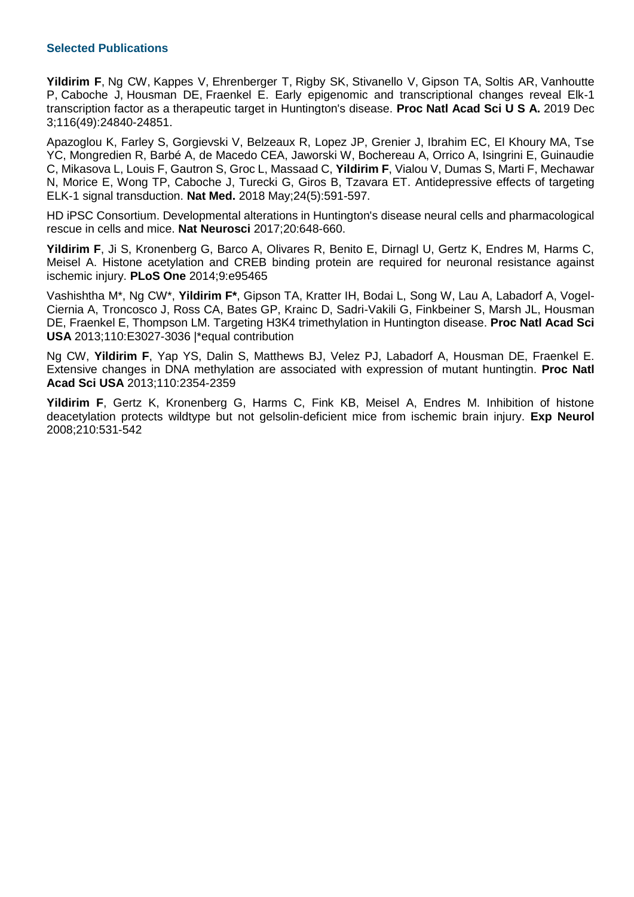### Selected Publications

**Yildirim F**, Ng CW, Kappes V, Ehrenberger T, Rigby SK, Stivanello V, Gipson TA, Soltis AR, Vanhoutte P, Caboche J, Housman DE, Fraenkel E. Early epigenomic and transcriptional changes reveal Elk-1 transcription factor as a therapeutic target in Huntington's disease. **Proc Natl Acad Sci U S A.** 2019 Dec 3;116(49):24840-24851.

Apazoglou K, Farley S, Gorgievski V, Belzeaux R, Lopez JP, Grenier J, Ibrahim EC, El Khoury MA, Tse YC, Mongredien R, Barbé A, de Macedo CEA, Jaworski W, Bochereau A, Orrico A, Isingrini E, Guinaudie C, Mikasova L, Louis F, Gautron S, Groc L, Massaad C, **Yildirim F**, Vialou V, Dumas S, Marti F, Mechawar N, Morice E, Wong TP, Caboche J, Turecki G, Giros B, Tzavara ET. Antidepressive effects of targeting ELK-1 signal transduction. **Nat Med.** 2018 May;24(5):591-597.

HD iPSC Consortium. Developmental alterations in Huntington's disease neural cells and pharmacological rescue in cells and mice. **Nat Neurosci** 2017;20:648-660.

**Yildirim F**, Ji S, Kronenberg G, Barco A, Olivares R, Benito E, Dirnagl U, Gertz K, Endres M, Harms C, Meisel A. Histone acetylation and CREB binding protein are required for neuronal resistance against ischemic injury. **PLoS One** 2014;9:e95465

Vashishtha M*, Ng CW*, **Yildirim F***, Gipson TA, Kratter IH, Bodai L, Song W, Lau A, Labadorf A, Vogel-Ciernia A, Troncosco J, Ross CA, Bates GP, Krainc D, Sadri-Vakili G, Finkbeiner S, Marsh JL, Housman DE, Fraenkel E, Thompson LM. Targeting H3K4 trimethylation in Huntington disease. **Proc Natl Acad Sci USA** 2013;110:E3027-3036 |*equal contribution

Ng CW, **Yildirim F**, Yap YS, Dalin S, Matthews BJ, Velez PJ, Labadorf A, Housman DE, Fraenkel E. Extensive changes in DNA methylation are associated with expression of mutant huntingtin. **Proc Natl Acad Sci USA** 2013;110:2354-2359

**Yildirim F**, Gertz K, Kronenberg G, Harms C, Fink KB, Meisel A, Endres M. Inhibition of histone deacetylation protects wildtype but not gelsolin-deficient mice from ischemic brain injury. **Exp Neurol** 2008;210:531-542